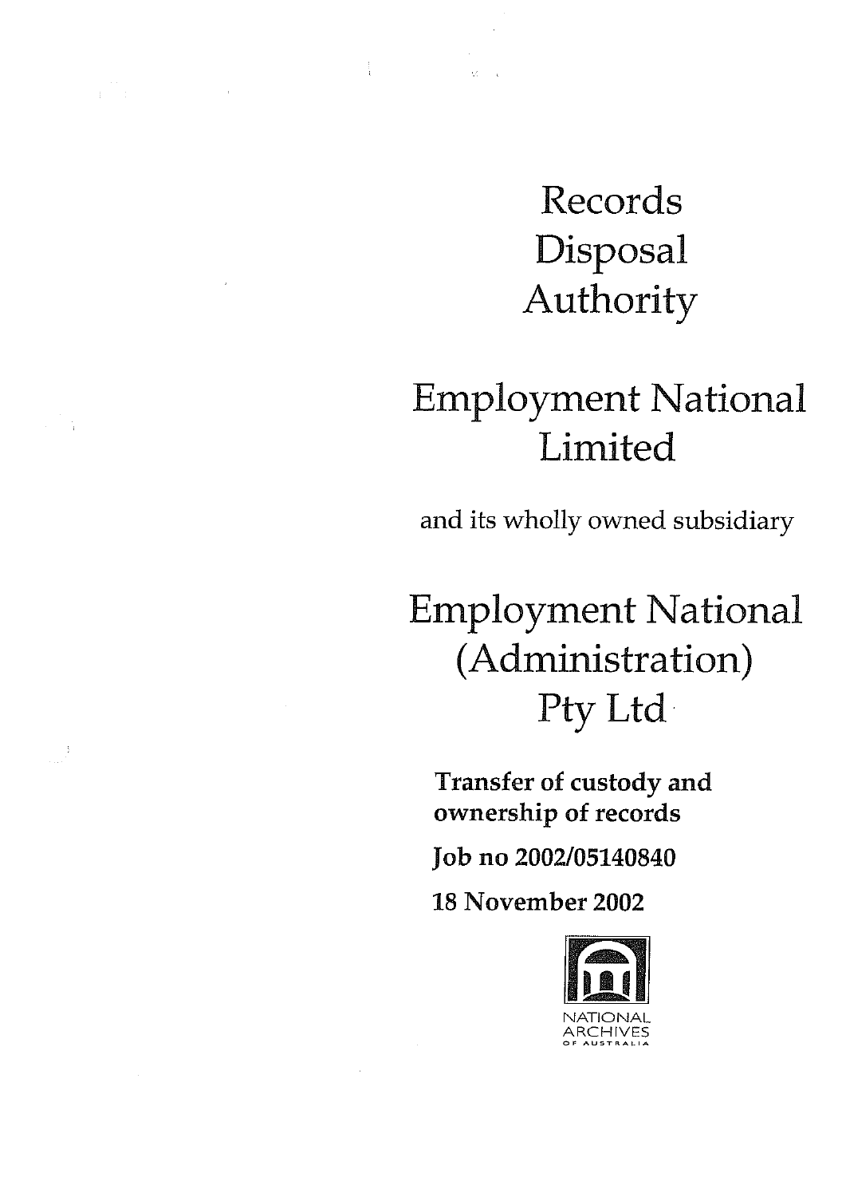# Records Disposal Authority

# Employment National Limited

and its wholly owned subsidiary

# Employment National (Administration) Pty Ltd

**Transfer of custody and ownership of records**

**Job no 2002/05140840**

**18 November 2002**

NATIONAL ARCHIVES OF AUSTRALIA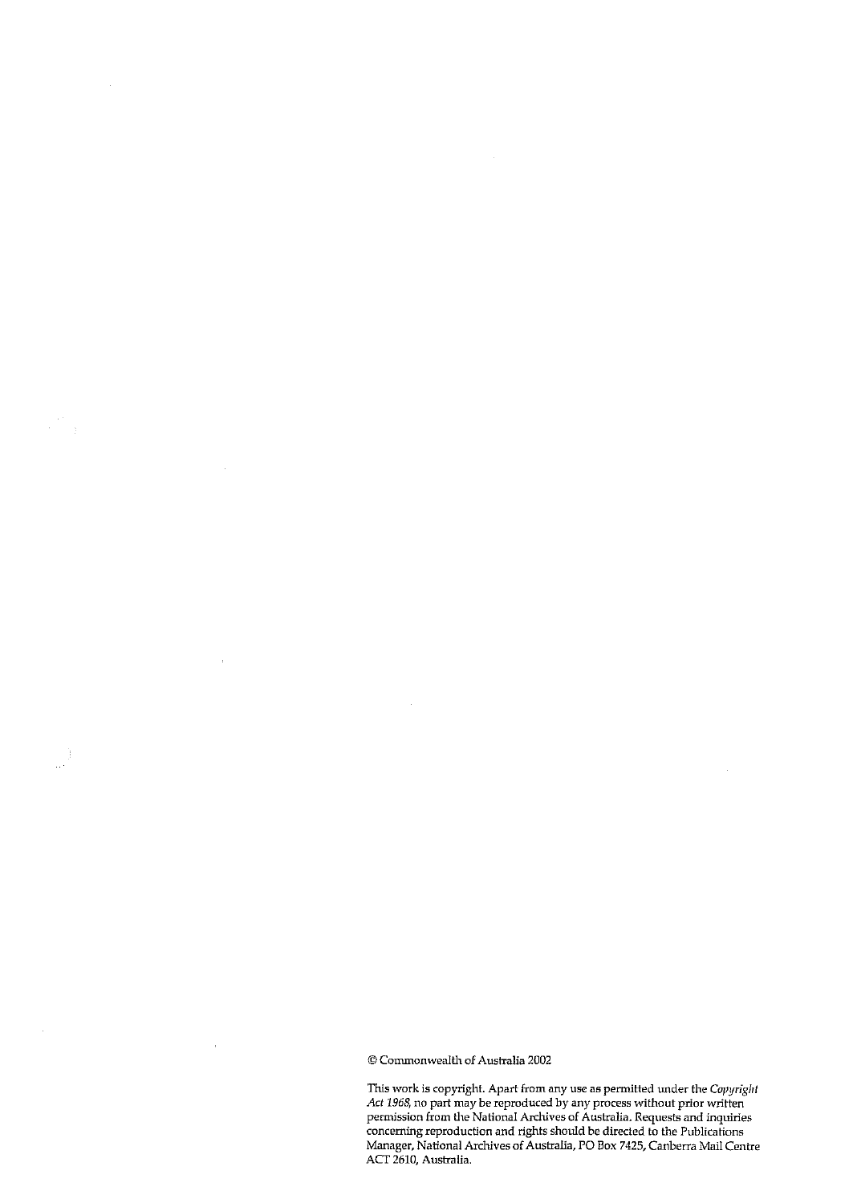© Commonwealth of Australia 2002

This work is copyright. Apart from any use as permitted under the *Copyright Act 1968*, no part may be reproduced by any process without prior written permission from the National Archives of Australia. Requests and inquiries concerning reproduction and rights should be directed to the Publications Manager, National Archives of Australia, PO Box 7425, Canberra Mail Centre ACT 2610, Australia.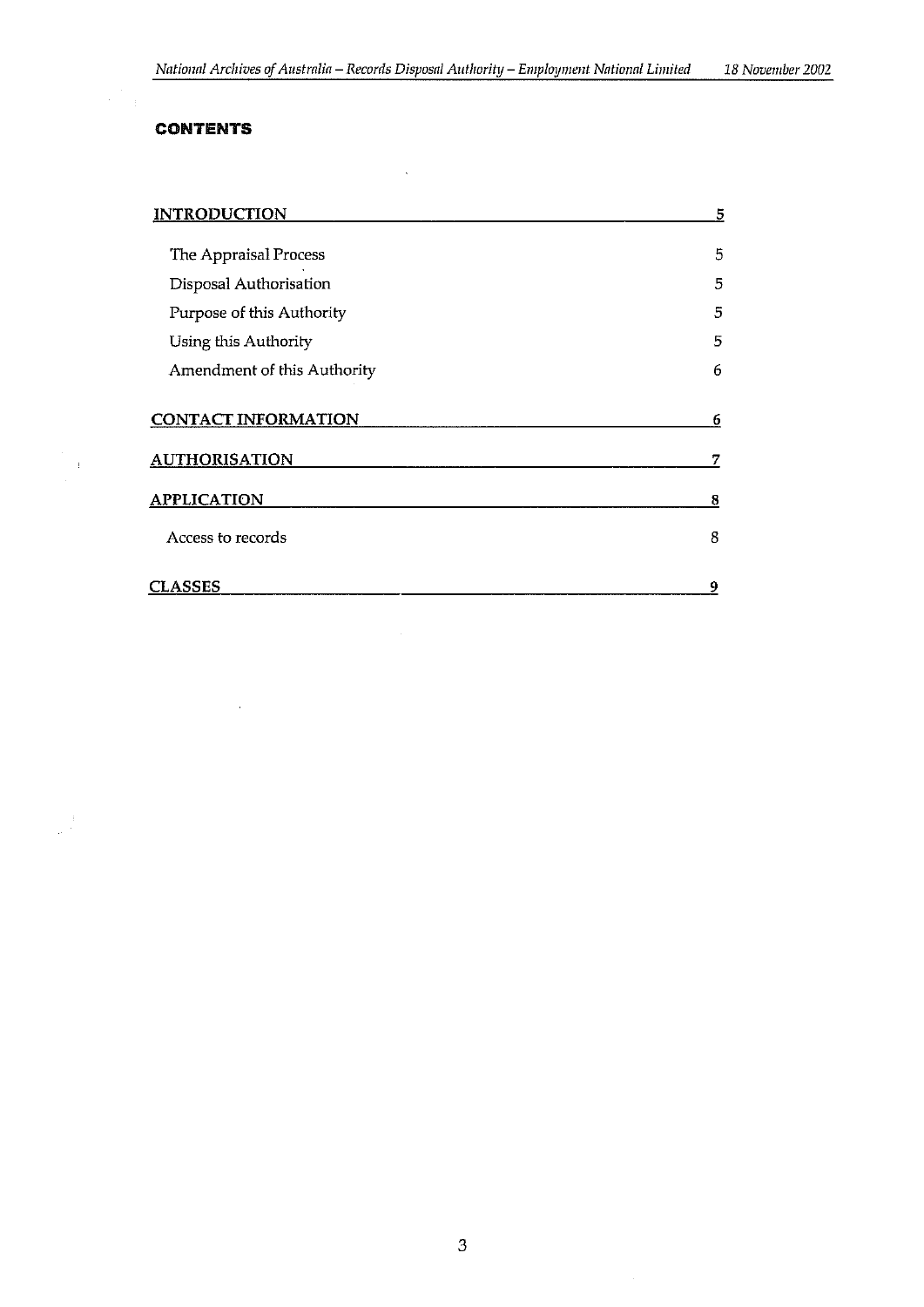## CONTENTS

| | |
|---|---|
| **INTRODUCTION** | **5** |
| The Appraisal Process | 5 |
| Disposal Authorisation | 5 |
| Purpose of this Authority | 5 |
| Using this Authority | 5 |
| Amendment of this Authority | 6 |
| **CONTACT INFORMATION** | **6** |
| **AUTHORISATION** | **7** |
| **APPLICATION** | **8** |
| Access to records | 8 |
| **CLASSES** | **9** |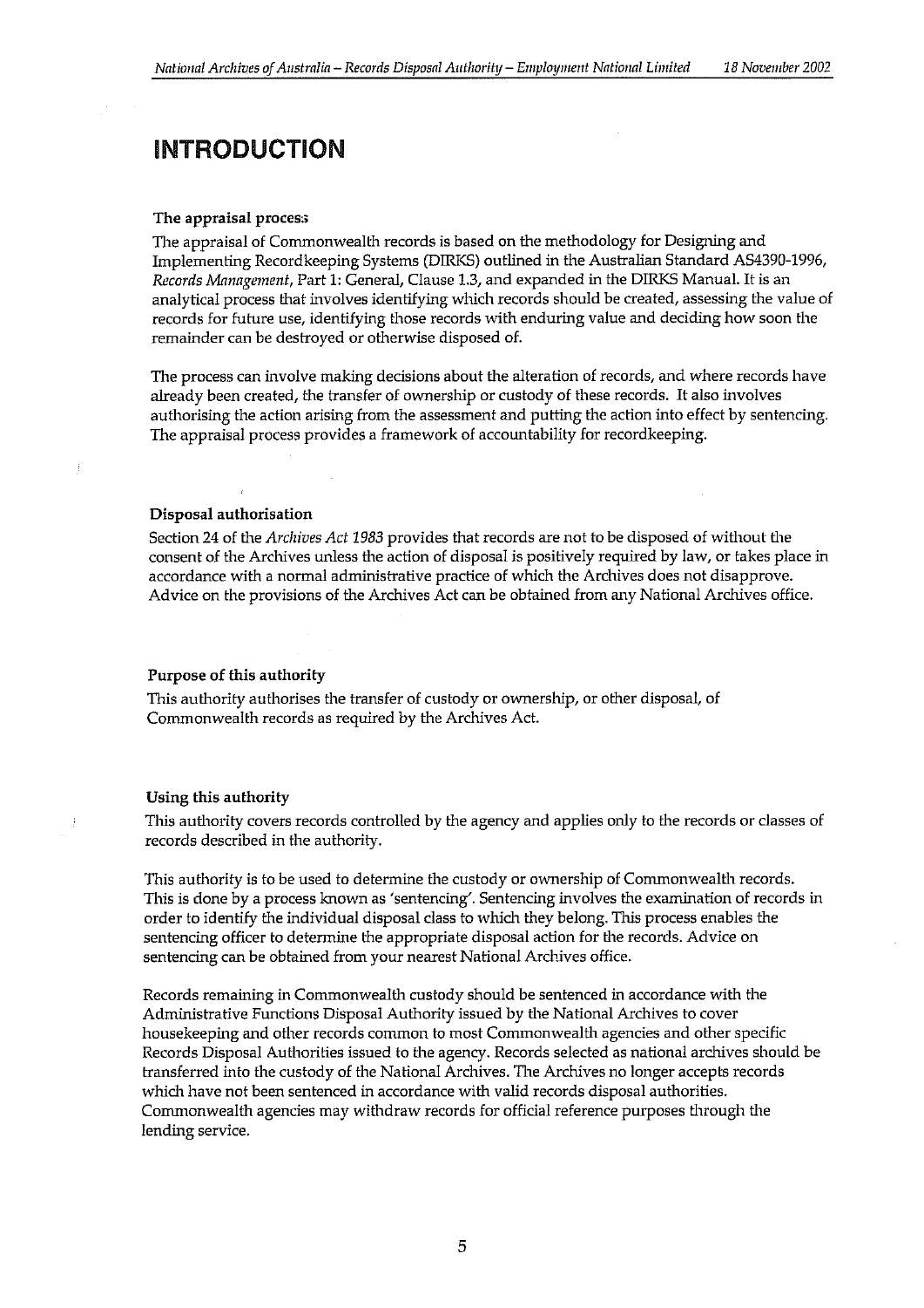# INTRODUCTION

### The appraisal process

The appraisal of Commonwealth records is based on the methodology for Designing and Implementing Recordkeeping Systems (DIRKS) outlined in the Australian Standard AS4390-1996, *Records Management*, Part 1: General, Clause 1.3, and expanded in the DIRKS Manual. It is an analytical process that involves identifying which records should be created, assessing the value of records for future use, identifying those records with enduring value and deciding how soon the remainder can be destroyed or otherwise disposed of.

The process can involve making decisions about the alteration of records, and where records have already been created, the transfer of ownership or custody of these records. It also involves authorising the action arising from the assessment and putting the action into effect by sentencing. The appraisal process provides a framework of accountability for recordkeeping.

### Disposal authorisation

Section 24 of the *Archives Act 1983* provides that records are not to be disposed of without the consent of the Archives unless the action of disposal is positively required by law, or takes place in accordance with a normal administrative practice of which the Archives does not disapprove. Advice on the provisions of the Archives Act can be obtained from any National Archives office.

### Purpose of this authority

This authority authorises the transfer of custody or ownership, or other disposal, of Commonwealth records as required by the Archives Act.

### Using this authority

This authority covers records controlled by the agency and applies only to the records or classes of records described in the authority.

This authority is to be used to determine the custody or ownership of Commonwealth records. This is done by a process known as 'sentencing'. Sentencing involves the examination of records in order to identify the individual disposal class to which they belong. This process enables the sentencing officer to determine the appropriate disposal action for the records. Advice on sentencing can be obtained from your nearest National Archives office.

Records remaining in Commonwealth custody should be sentenced in accordance with the Administrative Functions Disposal Authority issued by the National Archives to cover housekeeping and other records common to most Commonwealth agencies and other specific Records Disposal Authorities issued to the agency. Records selected as national archives should be transferred into the custody of the National Archives. The Archives no longer accepts records which have not been sentenced in accordance with valid records disposal authorities. Commonwealth agencies may withdraw records for official reference purposes through the lending service.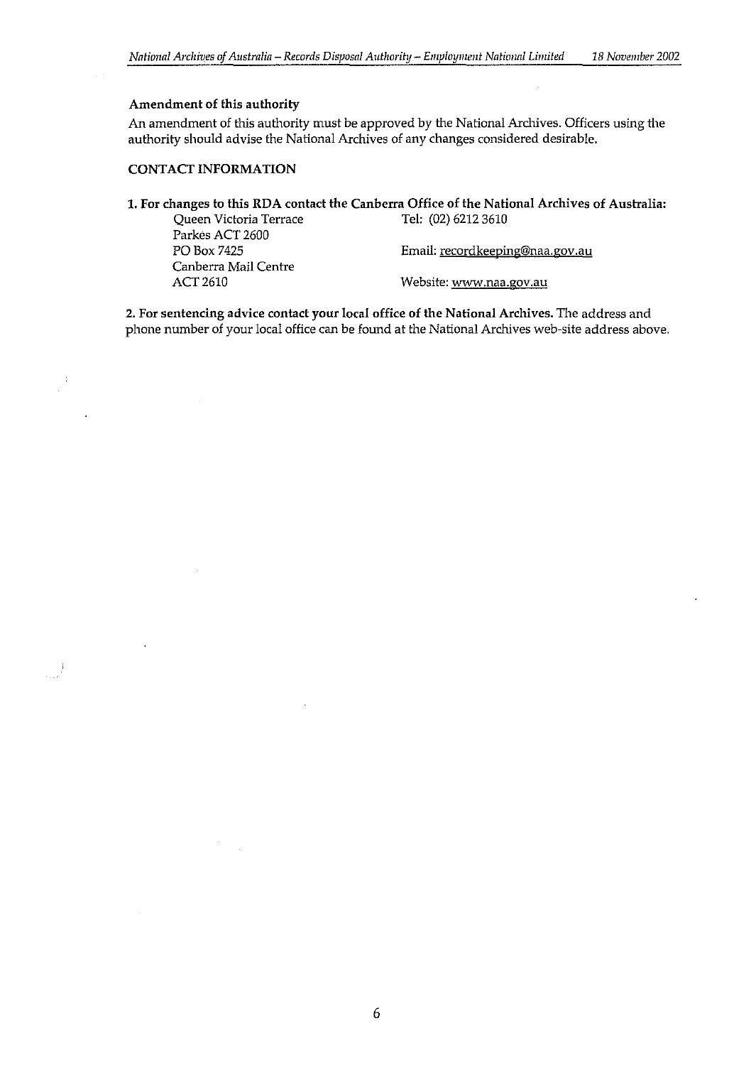**Amendment of this authority**

An amendment of this authority must be approved by the National Archives. Officers using the authority should advise the National Archives of any changes considered desirable.

**CONTACT INFORMATION**

**1. For changes to this RDA contact the Canberra Office of the National Archives of Australia:**

| | |
|---|---|
| Queen Victoria Terrace | Tel: (02) 6212 3610 |
| Parkes ACT 2600 | |
| PO Box 7425 | Email: recordkeeping@naa.gov.au |
| Canberra Mail Centre | |
| ACT 2610 | Website: www.naa.gov.au |

**2. For sentencing advice contact your local office of the National Archives.** The address and phone number of your local office can be found at the National Archives web-site address above.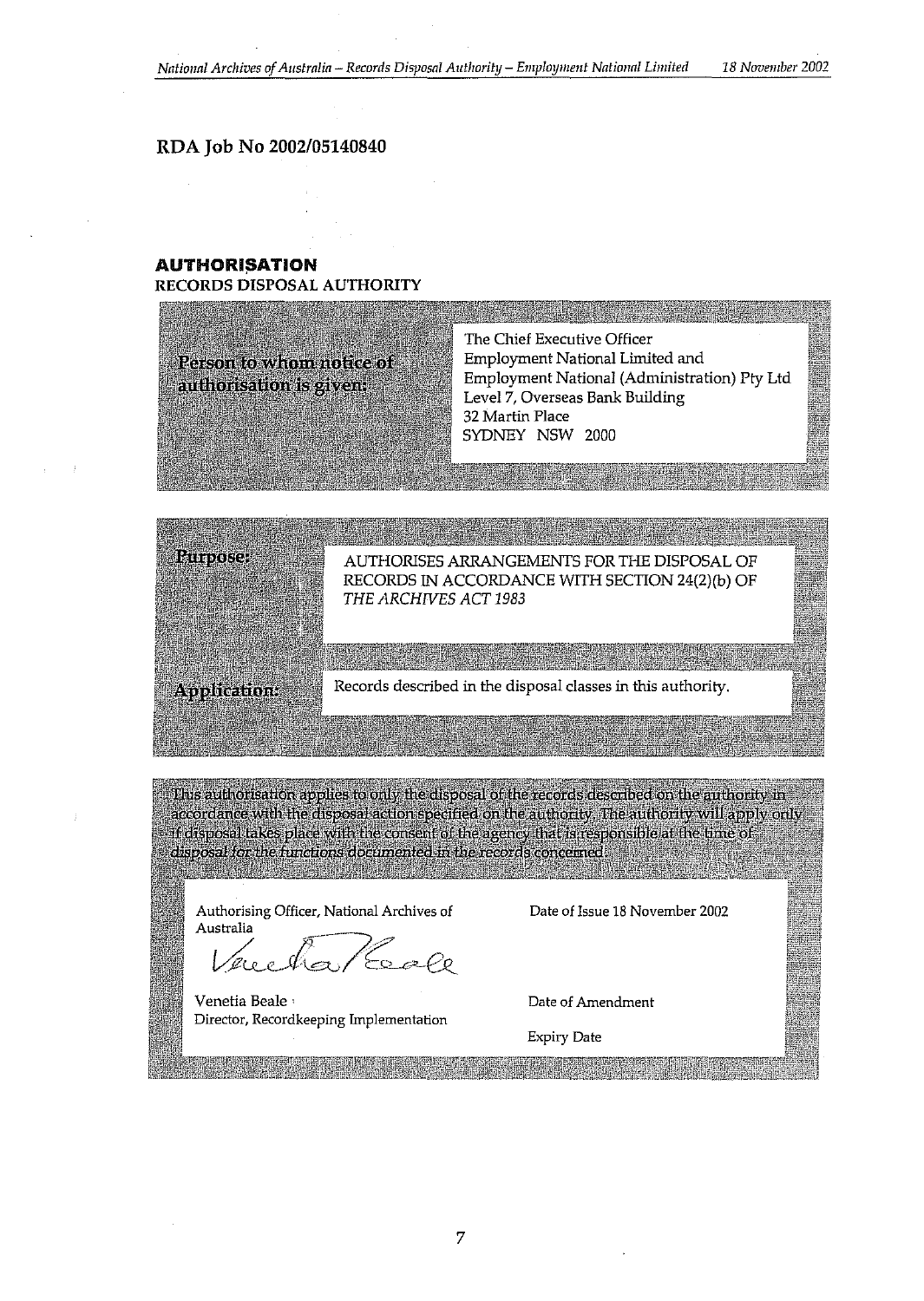## RDA Job No 2002/05140840

### AUTHORISATION

RECORDS DISPOSAL AUTHORITY

| | |
|---|---|
| **Person to whom notice of authorisation is given:** | The Chief Executive Officer<br>Employment National Limited and<br>Employment National (Administration) Pty Ltd<br>Level 7, Overseas Bank Building<br>32 Martin Place<br>SYDNEY NSW 2000 |

| | |
|---|---|
| **Purpose:** | AUTHORISES ARRANGEMENTS FOR THE DISPOSAL OF RECORDS IN ACCORDANCE WITH SECTION 24(2)(b) OF *THE ARCHIVES ACT 1983* |
| **Application:** | Records described in the disposal classes in this authority. |

*This authorisation applies to only the disposal of the records described on the authority in accordance with the disposal action specified on the authority. The authority will apply only if disposal takes place with the consent of the agency that is responsible at the time of disposal for the functions documented in the records concerned.*

| | |
|---|---|
| Authorising Officer, National Archives of Australia<br><br>Venetia Beale<br>Director, Recordkeeping Implementation | Date of Issue 18 November 2002<br><br>Date of Amendment<br><br>Expiry Date |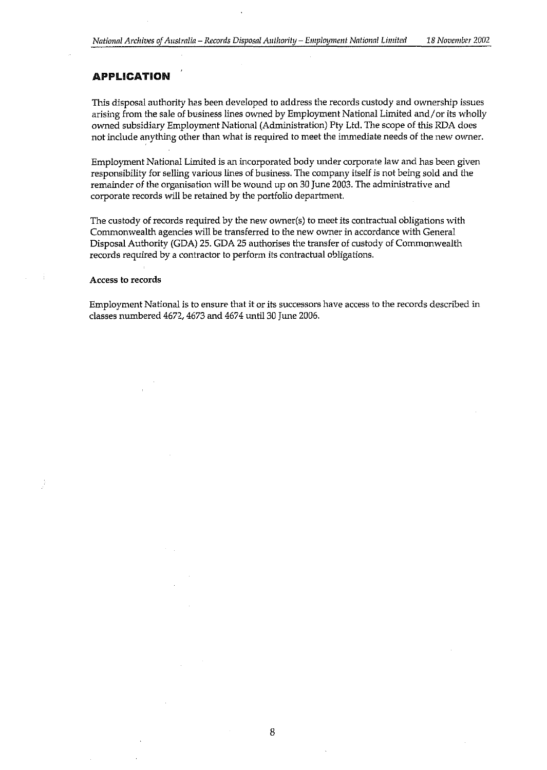## APPLICATION

This disposal authority has been developed to address the records custody and ownership issues arising from the sale of business lines owned by Employment National Limited and/or its wholly owned subsidiary Employment National (Administration) Pty Ltd. The scope of this RDA does not include anything other than what is required to meet the immediate needs of the new owner.

Employment National Limited is an incorporated body under corporate law and has been given responsibility for selling various lines of business. The company itself is not being sold and the remainder of the organisation will be wound up on 30 June 2003. The administrative and corporate records will be retained by the portfolio department.

The custody of records required by the new owner(s) to meet its contractual obligations with Commonwealth agencies will be transferred to the new owner in accordance with General Disposal Authority (GDA) 25. GDA 25 authorises the transfer of custody of Commonwealth records required by a contractor to perform its contractual obligations.

**Access to records**

Employment National is to ensure that it or its successors have access to the records described in classes numbered 4672, 4673 and 4674 until 30 June 2006.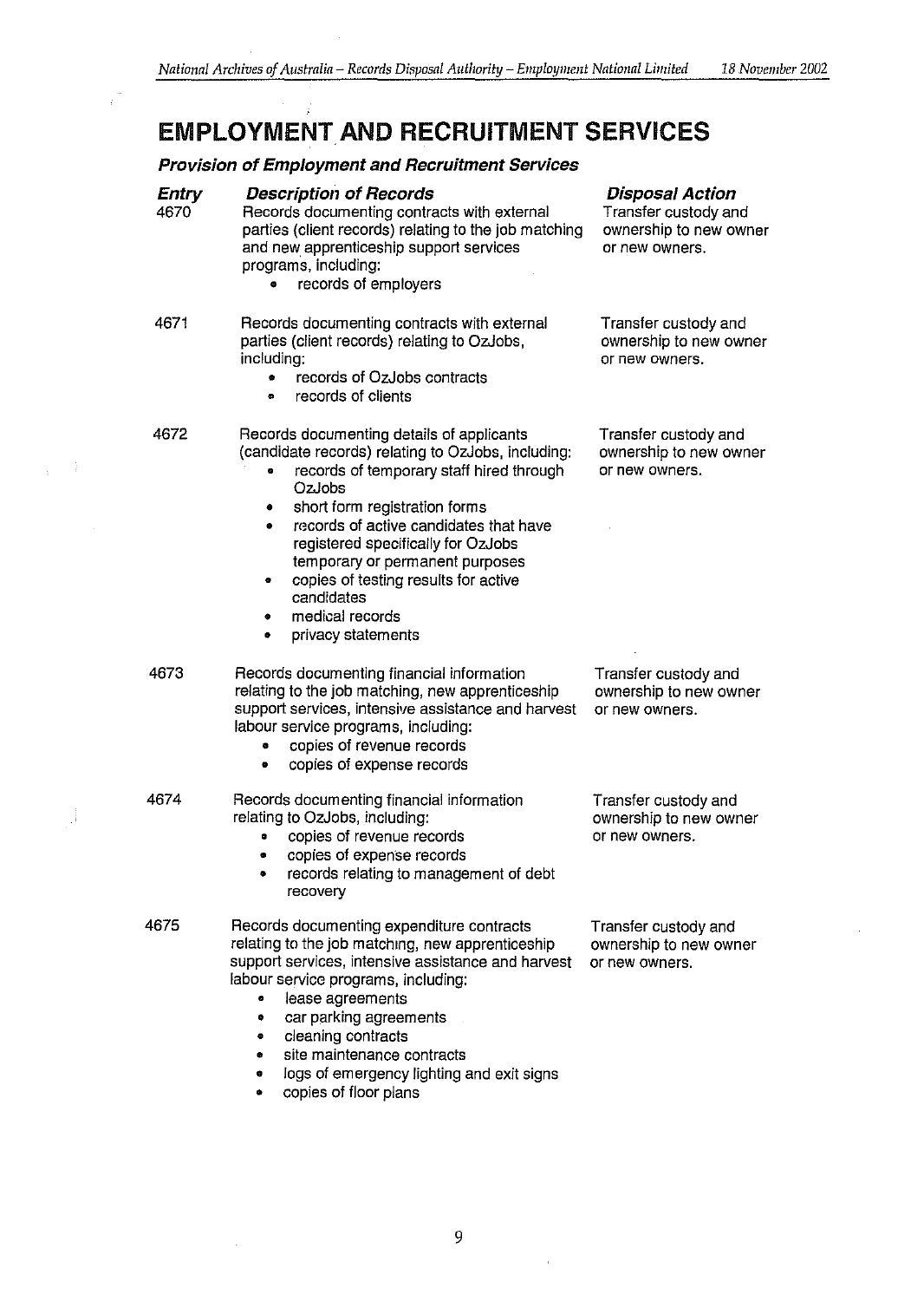# EMPLOYMENT AND RECRUITMENT SERVICES

## *Provision of Employment and Recruitment Services*

| ***Entry*** | ***Description of Records*** | ***Disposal Action*** |
|---|---|---|
| 4670 | Records documenting contracts with external parties (client records) relating to the job matching and new apprenticeship support services programs, including:<br>• records of employers | Transfer custody and ownership to new owner or new owners. |
| 4671 | Records documenting contracts with external parties (client records) relating to OzJobs, including:<br>• records of OzJobs contracts<br>• records of clients | Transfer custody and ownership to new owner or new owners. |
| 4672 | Records documenting details of applicants (candidate records) relating to OzJobs, including:<br>• records of temporary staff hired through OzJobs<br>• short form registration forms<br>• records of active candidates that have registered specifically for OzJobs temporary or permanent purposes<br>• copies of testing results for active candidates<br>• medical records<br>• privacy statements | Transfer custody and ownership to new owner or new owners. |
| 4673 | Records documenting financial information relating to the job matching, new apprenticeship support services, intensive assistance and harvest labour service programs, including:<br>• copies of revenue records<br>• copies of expense records | Transfer custody and ownership to new owner or new owners. |
| 4674 | Records documenting financial information relating to OzJobs, including:<br>• copies of revenue records<br>• copies of expense records<br>• records relating to management of debt recovery | Transfer custody and ownership to new owner or new owners. |
| 4675 | Records documenting expenditure contracts relating to the job matching, new apprenticeship support services, intensive assistance and harvest labour service programs, including:<br>• lease agreements<br>• car parking agreements<br>• cleaning contracts<br>• site maintenance contracts<br>• logs of emergency lighting and exit signs<br>• copies of floor plans | Transfer custody and ownership to new owner or new owners. |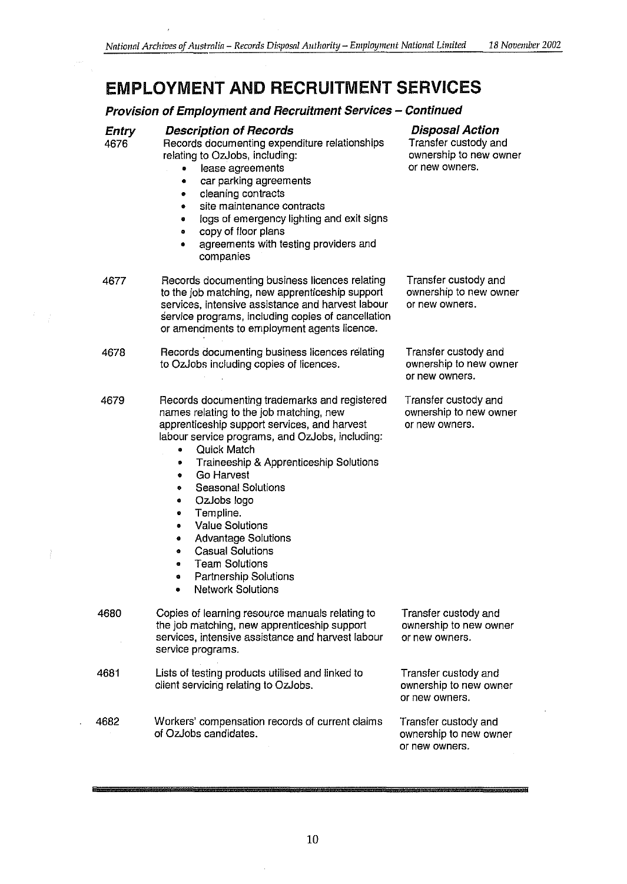# EMPLOYMENT AND RECRUITMENT SERVICES

### *Provision of Employment and Recruitment Services – Continued*

| ***Entry*** | ***Description of Records*** | ***Disposal Action*** |
|---|---|---|
| 4676 | Records documenting expenditure relationships relating to OzJobs, including:<br>• lease agreements<br>• car parking agreements<br>• cleaning contracts<br>• site maintenance contracts<br>• logs of emergency lighting and exit signs<br>• copy of floor plans<br>• agreements with testing providers and companies | Transfer custody and ownership to new owner or new owners. |
| 4677 | Records documenting business licences relating to the job matching, new apprenticeship support services, intensive assistance and harvest labour service programs, including copies of cancellation or amendments to employment agents licence. | Transfer custody and ownership to new owner or new owners. |
| 4678 | Records documenting business licences relating to OzJobs including copies of licences. | Transfer custody and ownership to new owner or new owners. |
| 4679 | Records documenting trademarks and registered names relating to the job matching, new apprenticeship support services, and harvest labour service programs, and OzJobs, including:<br>• Quick Match<br>• Traineeship & Apprenticeship Solutions<br>• Go Harvest<br>• Seasonal Solutions<br>• OzJobs logo<br>• Templine.<br>• Value Solutions<br>• Advantage Solutions<br>• Casual Solutions<br>• Team Solutions<br>• Partnership Solutions<br>• Network Solutions | Transfer custody and ownership to new owner or new owners. |
| 4680 | Copies of learning resource manuals relating to the job matching, new apprenticeship support services, intensive assistance and harvest labour service programs. | Transfer custody and ownership to new owner or new owners. |
| 4681 | Lists of testing products utilised and linked to client servicing relating to OzJobs. | Transfer custody and ownership to new owner or new owners. |
| 4682 | Workers' compensation records of current claims of OzJobs candidates. | Transfer custody and ownership to new owner or new owners. |